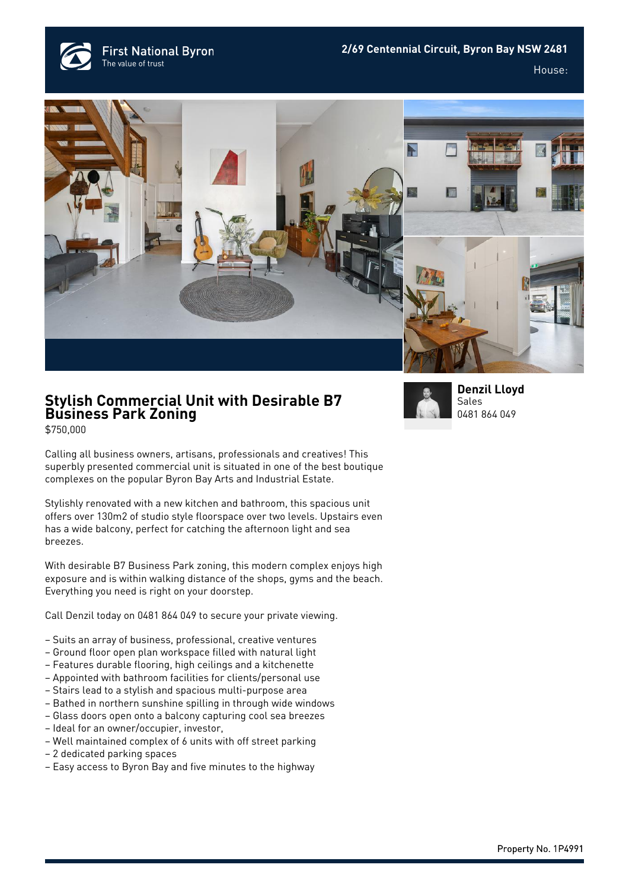First National Byron
The value of trust

2/69 Centennial Circuit, Byron Bay NSW 2481

House:

# Stylish Commercial Unit with Desirable B7 Business Park Zoning

$750,000

**Denzil Lloyd**
Sales
0481 864 049

Calling all business owners, artisans, professionals and creatives! This superbly presented commercial unit is situated in one of the best boutique complexes on the popular Byron Bay Arts and Industrial Estate.

Stylishly renovated with a new kitchen and bathroom, this spacious unit offers over 130m2 of studio style floorspace over two levels. Upstairs even has a wide balcony, perfect for catching the afternoon light and sea breezes.

With desirable B7 Business Park zoning, this modern complex enjoys high exposure and is within walking distance of the shops, gyms and the beach. Everything you need is right on your doorstep.

Call Denzil today on 0481 864 049 to secure your private viewing.

- Suits an array of business, professional, creative ventures
- Ground floor open plan workspace filled with natural light
- Features durable flooring, high ceilings and a kitchenette
- Appointed with bathroom facilities for clients/personal use
- Stairs lead to a stylish and spacious multi-purpose area
- Bathed in northern sunshine spilling in through wide windows
- Glass doors open onto a balcony capturing cool sea breezes
- Ideal for an owner/occupier, investor,
- Well maintained complex of 6 units with off street parking
- 2 dedicated parking spaces
- Easy access to Byron Bay and five minutes to the highway

Property No. 1P4991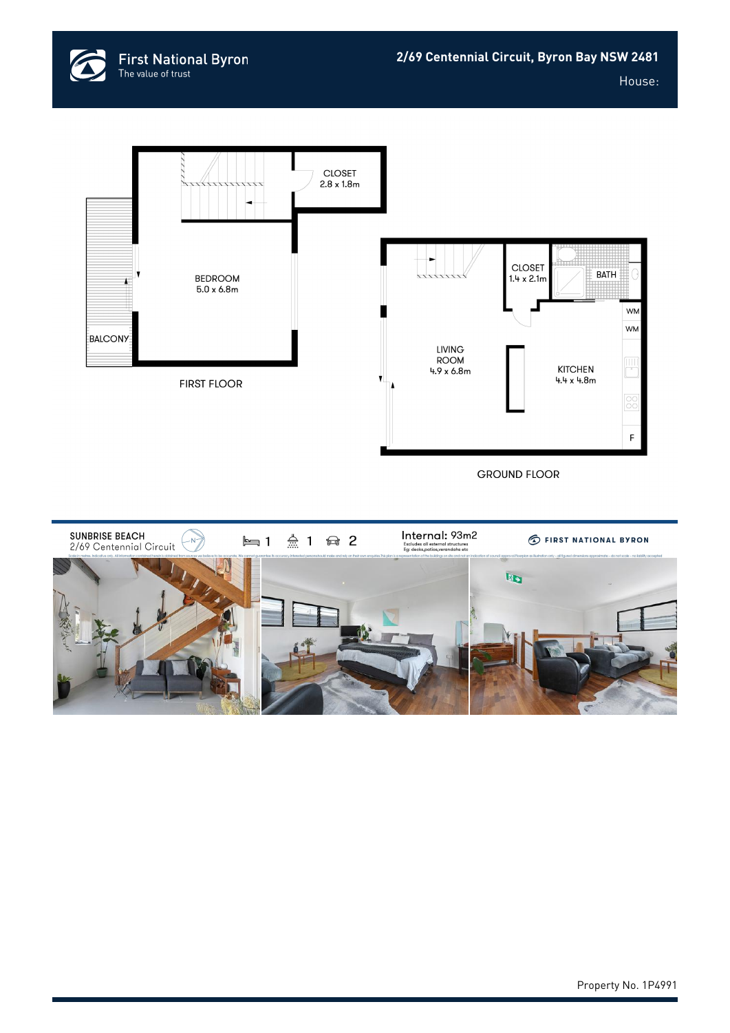First National Byron
The value of trust

# 2/69 Centennial Circuit, Byron Bay NSW 2481

House:

CLOSET
2.8 x 1.8m

BEDROOM
5.0 x 6.8m

BALCONY

FIRST FLOOR

CLOSET
1.4 x 2.1m

BATH

WM

WM

LIVING ROOM
4.9 x 6.8m

KITCHEN
4.4 x 4.8m

F

GROUND FLOOR

SUNBRISE BEACH
2/69 Centennial Circuit

1 1 2

Internal: 93m2
Excludes all external structures
Eg: decks,patios,verandahs etc

FIRST NATIONAL BYRON

Property No. 1P4991